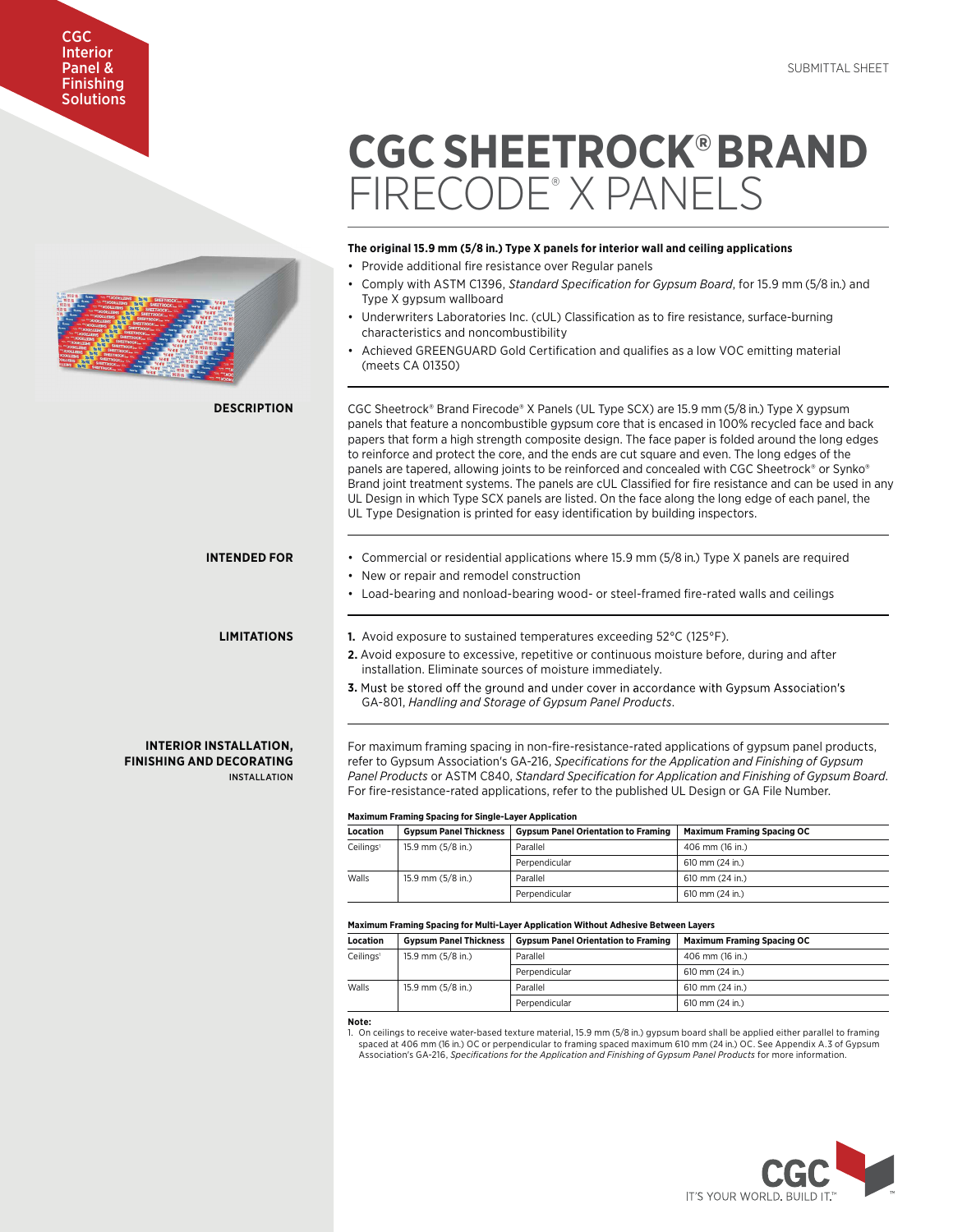CGC Interior Panel & Finishing Solutions

SUBMITTAL SHEET

# CGC SHEETROCK® BRAND FIRECODE® X PANELS

**The original 15.9 mm (5/8 in.) Type X panels for interior wall and ceiling applications**

- Provide additional fire resistance over Regular panels
- Comply with ASTM C1396, *Standard Specification for Gypsum Board*, for 15.9 mm (5/8 in.) and Type X gypsum wallboard
- Underwriters Laboratories Inc. (cUL) Classification as to fire resistance, surface-burning characteristics and noncombustibility
- Achieved GREENGUARD Gold Certification and qualifies as a low VOC emitting material (meets CA 01350)

## DESCRIPTION

CGC Sheetrock® Brand Firecode® X Panels (UL Type SCX) are 15.9 mm (5/8 in.) Type X gypsum panels that feature a noncombustible gypsum core that is encased in 100% recycled face and back papers that form a high strength composite design. The face paper is folded around the long edges to reinforce and protect the core, and the ends are cut square and even. The long edges of the panels are tapered, allowing joints to be reinforced and concealed with CGC Sheetrock® or Synko® Brand joint treatment systems. The panels are cUL Classified for fire resistance and can be used in any UL Design in which Type SCX panels are listed. On the face along the long edge of each panel, the UL Type Designation is printed for easy identification by building inspectors.

## INTENDED FOR

- Commercial or residential applications where 15.9 mm (5/8 in.) Type X panels are required
- New or repair and remodel construction
- Load-bearing and nonload-bearing wood- or steel-framed fire-rated walls and ceilings

## LIMITATIONS

1. Avoid exposure to sustained temperatures exceeding 52°C (125°F).
2. Avoid exposure to excessive, repetitive or continuous moisture before, during and after installation. Eliminate sources of moisture immediately.
3. Must be stored off the ground and under cover in accordance with Gypsum Association's GA-801, *Handling and Storage of Gypsum Panel Products*.

## INTERIOR INSTALLATION, FINISHING AND DECORATING

### INSTALLATION

For maximum framing spacing in non-fire-resistance-rated applications of gypsum panel products, refer to Gypsum Association's GA-216, *Specifications for the Application and Finishing of Gypsum Panel Products* or ASTM C840, *Standard Specification for Application and Finishing of Gypsum Board*. For fire-resistance-rated applications, refer to the published UL Design or GA File Number.

**Maximum Framing Spacing for Single-Layer Application**

| Location | Gypsum Panel Thickness | Gypsum Panel Orientation to Framing | Maximum Framing Spacing OC |
|---|---|---|---|
| Ceilings[1] | 15.9 mm (5/8 in.) | Parallel | 406 mm (16 in.) |
| | | Perpendicular | 610 mm (24 in.) |
| Walls | 15.9 mm (5/8 in.) | Parallel | 610 mm (24 in.) |
| | | Perpendicular | 610 mm (24 in.) |

**Maximum Framing Spacing for Multi-Layer Application Without Adhesive Between Layers**

| Location | Gypsum Panel Thickness | Gypsum Panel Orientation to Framing | Maximum Framing Spacing OC |
|---|---|---|---|
| Ceilings[1] | 15.9 mm (5/8 in.) | Parallel | 406 mm (16 in.) |
| | | Perpendicular | 610 mm (24 in.) |
| Walls | 15.9 mm (5/8 in.) | Parallel | 610 mm (24 in.) |
| | | Perpendicular | 610 mm (24 in.) |

**Note:**

1. On ceilings to receive water-based texture material, 15.9 mm (5/8 in.) gypsum board shall be applied either parallel to framing spaced at 406 mm (16 in.) OC or perpendicular to framing spaced maximum 610 mm (24 in.) OC. See Appendix A.3 of Gypsum Association's GA-216, *Specifications for the Application and Finishing of Gypsum Panel Products* for more information.

CGC
IT'S YOUR WORLD. BUILD IT.™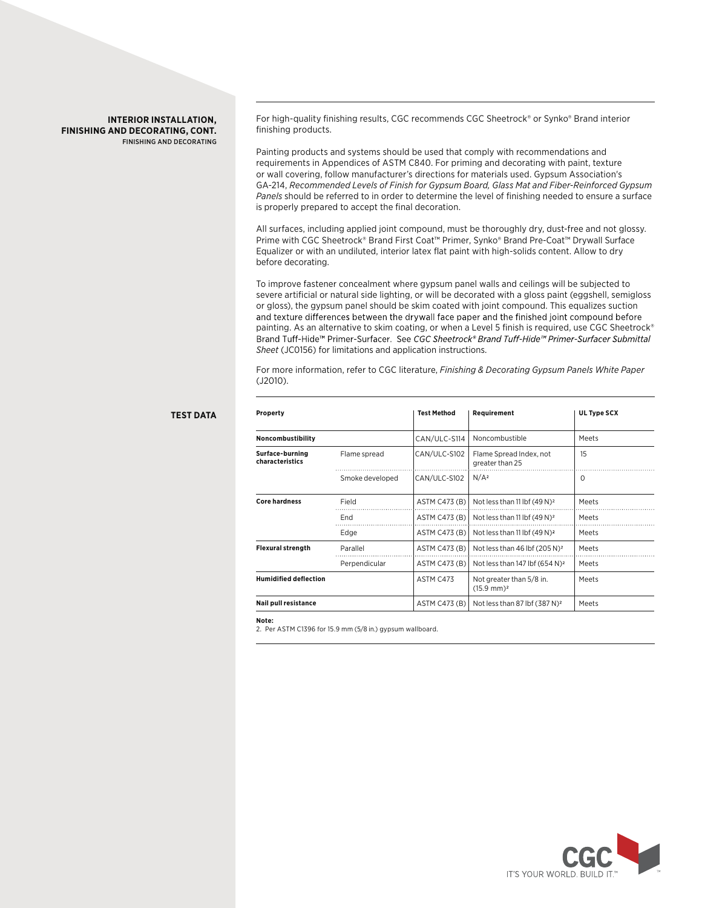## INTERIOR INSTALLATION, FINISHING AND DECORATING, CONT.

### FINISHING AND DECORATING

For high-quality finishing results, CGC recommends CGC Sheetrock® or Synko® Brand interior finishing products.

Painting products and systems should be used that comply with recommendations and requirements in Appendices of ASTM C840. For priming and decorating with paint, texture or wall covering, follow manufacturer's directions for materials used. Gypsum Association's GA-214, *Recommended Levels of Finish for Gypsum Board, Glass Mat and Fiber-Reinforced Gypsum Panels* should be referred to in order to determine the level of finishing needed to ensure a surface is properly prepared to accept the final decoration.

All surfaces, including applied joint compound, must be thoroughly dry, dust-free and not glossy. Prime with CGC Sheetrock® Brand First Coat™ Primer, Synko® Brand Pre-Coat™ Drywall Surface Equalizer or with an undiluted, interior latex flat paint with high-solids content. Allow to dry before decorating.

To improve fastener concealment where gypsum panel walls and ceilings will be subjected to severe artificial or natural side lighting, or will be decorated with a gloss paint (eggshell, semigloss or gloss), the gypsum panel should be skim coated with joint compound. This equalizes suction and texture differences between the drywall face paper and the finished joint compound before painting. As an alternative to skim coating, or when a Level 5 finish is required, use CGC Sheetrock® Brand Tuff-Hide™ Primer-Surfacer. See *CGC Sheetrock® Brand Tuff-Hide™ Primer-Surfacer Submittal Sheet* (JC0156) for limitations and application instructions.

For more information, refer to CGC literature, *Finishing & Decorating Gypsum Panels White Paper* (J2010).

## TEST DATA

| Property | | Test Method | Requirement | UL Type SCX |
|---|---|---|---|---|
| **Noncombustibility** | | CAN/ULC-S114 | Noncombustible | Meets |
| **Surface-burning characteristics** | Flame spread | CAN/ULC-S102 | Flame Spread Index, not greater than 25 | 15 |
| | Smoke developed | CAN/ULC-S102 | N/A[2] | 0 |
| **Core hardness** | Field | ASTM C473 (B) | Not less than 11 lbf (49 N)[2] | Meets |
| | End | ASTM C473 (B) | Not less than 11 lbf (49 N)[2] | Meets |
| | Edge | ASTM C473 (B) | Not less than 11 lbf (49 N)[2] | Meets |
| **Flexural strength** | Parallel | ASTM C473 (B) | Not less than 46 lbf (205 N)[2] | Meets |
| | Perpendicular | ASTM C473 (B) | Not less than 147 lbf (654 N)[2] | Meets |
| **Humidified deflection** | | ASTM C473 | Not greater than 5/8 in. (15.9 mm)[2] | Meets |
| **Nail pull resistance** | | ASTM C473 (B) | Not less than 87 lbf (387 N)[2] | Meets |

**Note:**
2. Per ASTM C1396 for 15.9 mm (5/8 in.) gypsum wallboard.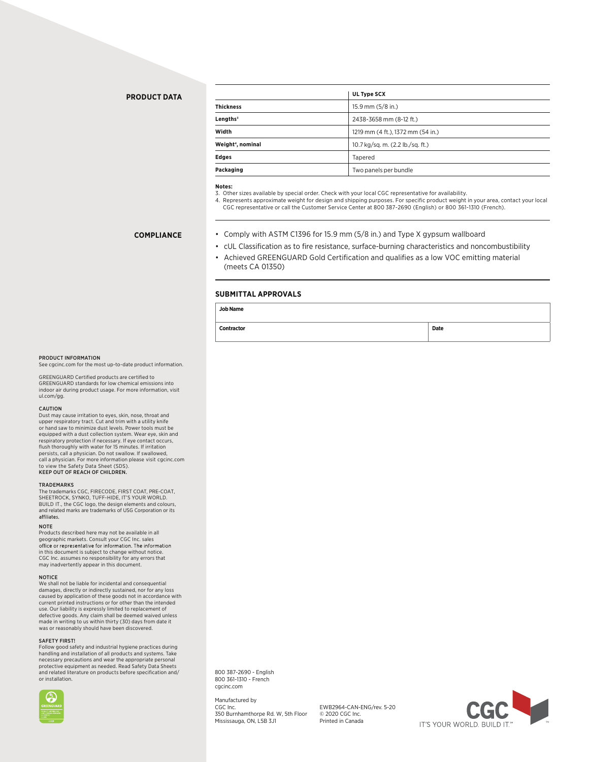## PRODUCT DATA

| | UL Type SCX |
|---|---|
| **Thickness** | 15.9 mm (5/8 in.) |
| **Lengths**[3] | 2438-3658 mm (8-12 ft.) |
| **Width** | 1219 mm (4 ft.), 1372 mm (54 in.) |
| **Weight**[4]**, nominal** | 10.7 kg/sq. m. (2.2 lb./sq. ft.) |
| **Edges** | Tapered |
| **Packaging** | Two panels per bundle |

**Notes:**

3. Other sizes available by special order. Check with your local CGC representative for availability.
4. Represents approximate weight for design and shipping purposes. For specific product weight in your area, contact your local CGC representative or call the Customer Service Center at 800 387-2690 (English) or 800 361-1310 (French).

## COMPLIANCE

- Comply with ASTM C1396 for 15.9 mm (5/8 in.) and Type X gypsum wallboard
- cUL Classification as to fire resistance, surface-burning characteristics and noncombustibility
- Achieved GREENGUARD Gold Certification and qualifies as a low VOC emitting material (meets CA 01350)

## SUBMITTAL APPROVALS

| Job Name | |
|---|---|
| **Contractor** | **Date** |

PRODUCT INFORMATION
See cgcinc.com for the most up-to-date product information.

GREENGUARD Certified products are certified to GREENGUARD standards for low chemical emissions into indoor air during product usage. For more information, visit ul.com/gg.

CAUTION
Dust may cause irritation to eyes, skin, nose, throat and upper respiratory tract. Cut and trim with a utility knife or hand saw to minimize dust levels. Power tools must be equipped with a dust collection system. Wear eye, skin and respiratory protection if necessary. If eye contact occurs, flush thoroughly with water for 15 minutes. If irritation persists, call a physician. Do not swallow. If swallowed, call a physician. For more information please visit cgcinc.com to view the Safety Data Sheet (SDS).
**KEEP OUT OF REACH OF CHILDREN.**

TRADEMARKS
The trademarks CGC, FIRECODE, FIRST COAT, PRE-COAT, SHEETROCK, SYNKO, TUFF-HIDE, IT'S YOUR WORLD. BUILD IT., the CGC logo, the design elements and colours, and related marks are trademarks of USG Corporation or its affiliates.

NOTE
Products described here may not be available in all geographic markets. Consult your CGC Inc. sales office or representative for information. The information in this document is subject to change without notice. CGC Inc. assumes no responsibility for any errors that may inadvertently appear in this document.

NOTICE
We shall not be liable for incidental and consequential damages, directly or indirectly sustained, nor for any loss caused by application of these goods not in accordance with current printed instructions or for other than the intended use. Our liability is expressly limited to replacement of defective goods. Any claim shall be deemed waived unless made in writing to us within thirty (30) days from date it was or reasonably should have been discovered.

SAFETY FIRST!
Follow good safety and industrial hygiene practices during handling and installation of all products and systems. Take necessary precautions and wear the appropriate personal protective equipment as needed. Read Safety Data Sheets and related literature on products before specification and/or installation.

800 387-2690 - English
800 361-1310 - French
cgcinc.com

Manufactured by
CGC Inc.
350 Burnhamthorpe Rd. W, 5th Floor
Mississauga, ON, L5B 3J1

EWB2964-CAN-ENG/rev. 5-20
© 2020 CGC Inc.
Printed in Canada

CGC
IT'S YOUR WORLD. BUILD IT.™